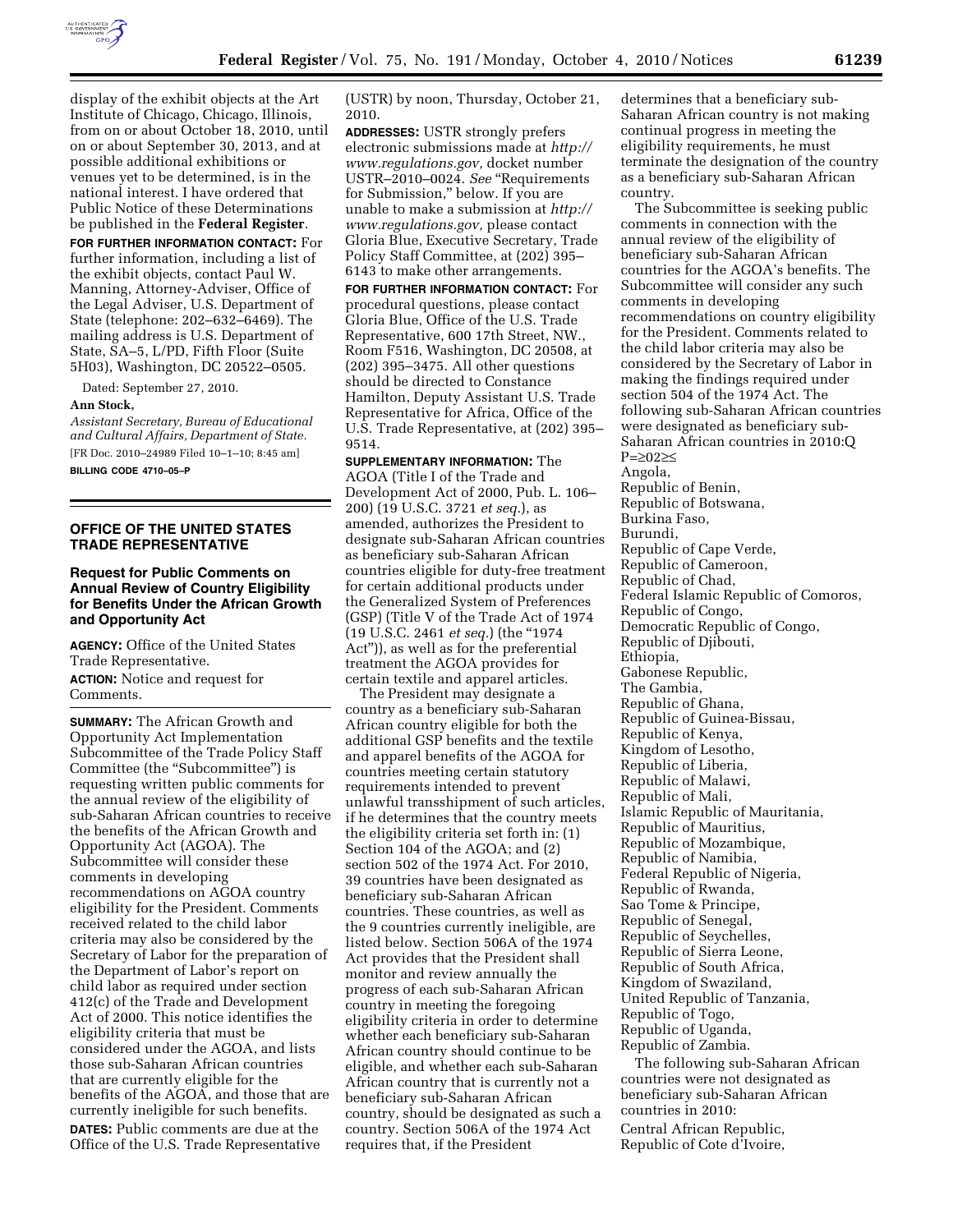display of the exhibit objects at the Art Institute of Chicago, Chicago, Illinois, from on or about October 18, 2010, until on or about September 30, 2013, and at possible additional exhibitions or venues yet to be determined, is in the national interest. I have ordered that Public Notice of these Determinations be published in the **Federal Register**.

**FOR FURTHER INFORMATION CONTACT:** For further information, including a list of the exhibit objects, contact Paul W. Manning, Attorney-Adviser, Office of the Legal Adviser, U.S. Department of State (telephone: 202–632–6469). The mailing address is U.S. Department of State, SA–5, L/PD, Fifth Floor (Suite 5H03), Washington, DC 20522–0505.

Dated: September 27, 2010.

**Ann Stock,**

*Assistant Secretary, Bureau of Educational and Cultural Affairs, Department of State.*

[FR Doc. 2010–24989 Filed 10–1–10; 8:45 am]

**BILLING CODE 4710–05–P**

## OFFICE OF THE UNITED STATES TRADE REPRESENTATIVE

### Request for Public Comments on Annual Review of Country Eligibility for Benefits Under the African Growth and Opportunity Act

**AGENCY:** Office of the United States Trade Representative.

**ACTION:** Notice and request for Comments.

**SUMMARY:** The African Growth and Opportunity Act Implementation Subcommittee of the Trade Policy Staff Committee (the "Subcommittee") is requesting written public comments for the annual review of the eligibility of sub-Saharan African countries to receive the benefits of the African Growth and Opportunity Act (AGOA). The Subcommittee will consider these comments in developing recommendations on AGOA country eligibility for the President. Comments received related to the child labor criteria may also be considered by the Secretary of Labor for the preparation of the Department of Labor's report on child labor as required under section 412(c) of the Trade and Development Act of 2000. This notice identifies the eligibility criteria that must be considered under the AGOA, and lists those sub-Saharan African countries that are currently eligible for the benefits of the AGOA, and those that are currently ineligible for such benefits.

**DATES:** Public comments are due at the Office of the U.S. Trade Representative (USTR) by noon, Thursday, October 21, 2010.

**ADDRESSES:** USTR strongly prefers electronic submissions made at *http://www.regulations.gov,* docket number USTR–2010–0024. *See* "Requirements for Submission," below. If you are unable to make a submission at *http://www.regulations.gov,* please contact Gloria Blue, Executive Secretary, Trade Policy Staff Committee, at (202) 395–6143 to make other arrangements.

**FOR FURTHER INFORMATION CONTACT:** For procedural questions, please contact Gloria Blue, Office of the U.S. Trade Representative, 600 17th Street, NW., Room F516, Washington, DC 20508, at (202) 395–3475. All other questions should be directed to Constance Hamilton, Deputy Assistant U.S. Trade Representative for Africa, Office of the U.S. Trade Representative, at (202) 395–9514.

**SUPPLEMENTARY INFORMATION:** The AGOA (Title I of the Trade and Development Act of 2000, Pub. L. 106–200) (19 U.S.C. 3721 *et seq.*), as amended, authorizes the President to designate sub-Saharan African countries as beneficiary sub-Saharan African countries eligible for duty-free treatment for certain additional products under the Generalized System of Preferences (GSP) (Title V of the Trade Act of 1974 (19 U.S.C. 2461 *et seq.*) (the "1974 Act")), as well as for the preferential treatment the AGOA provides for certain textile and apparel articles.

The President may designate a country as a beneficiary sub-Saharan African country eligible for both the additional GSP benefits and the textile and apparel benefits of the AGOA for countries meeting certain statutory requirements intended to prevent unlawful transshipment of such articles, if he determines that the country meets the eligibility criteria set forth in: (1) Section 104 of the AGOA; and (2) section 502 of the 1974 Act. For 2010, 39 countries have been designated as beneficiary sub-Saharan African countries. These countries, as well as the 9 countries currently ineligible, are listed below. Section 506A of the 1974 Act provides that the President shall monitor and review annually the progress of each sub-Saharan African country in meeting the foregoing eligibility criteria in order to determine whether each beneficiary sub-Saharan African country should continue to be eligible, and whether each sub-Saharan African country that is currently not a beneficiary sub-Saharan African country, should be designated as such a country. Section 506A of the 1974 Act requires that, if the President determines that a beneficiary sub-Saharan African country is not making continual progress in meeting the eligibility requirements, he must terminate the designation of the country as a beneficiary sub-Saharan African country.

The Subcommittee is seeking public comments in connection with the annual review of the eligibility of beneficiary sub-Saharan African countries for the AGOA's benefits. The Subcommittee will consider any such comments in developing recommendations on country eligibility for the President. Comments related to the child labor criteria may also be considered by the Secretary of Labor in making the findings required under section 504 of the 1974 Act. The following sub-Saharan African countries were designated as beneficiary sub-Saharan African countries in 2010:Q P=≥02≥≤

Angola,
Republic of Benin,
Republic of Botswana,
Burkina Faso,
Burundi,
Republic of Cape Verde,
Republic of Cameroon,
Republic of Chad,
Federal Islamic Republic of Comoros,
Republic of Congo,
Democratic Republic of Congo,
Republic of Djibouti,
Ethiopia,
Gabonese Republic,
The Gambia,
Republic of Ghana,
Republic of Guinea-Bissau,
Republic of Kenya,
Kingdom of Lesotho,
Republic of Liberia,
Republic of Malawi,
Republic of Mali,
Islamic Republic of Mauritania,
Republic of Mauritius,
Republic of Mozambique,
Republic of Namibia,
Federal Republic of Nigeria,
Republic of Rwanda,
Sao Tome & Principe,
Republic of Senegal,
Republic of Seychelles,
Republic of Sierra Leone,
Republic of South Africa,
Kingdom of Swaziland,
United Republic of Tanzania,
Republic of Togo,
Republic of Uganda,
Republic of Zambia.

The following sub-Saharan African countries were not designated as beneficiary sub-Saharan African countries in 2010:

Central African Republic,
Republic of Cote d'Ivoire,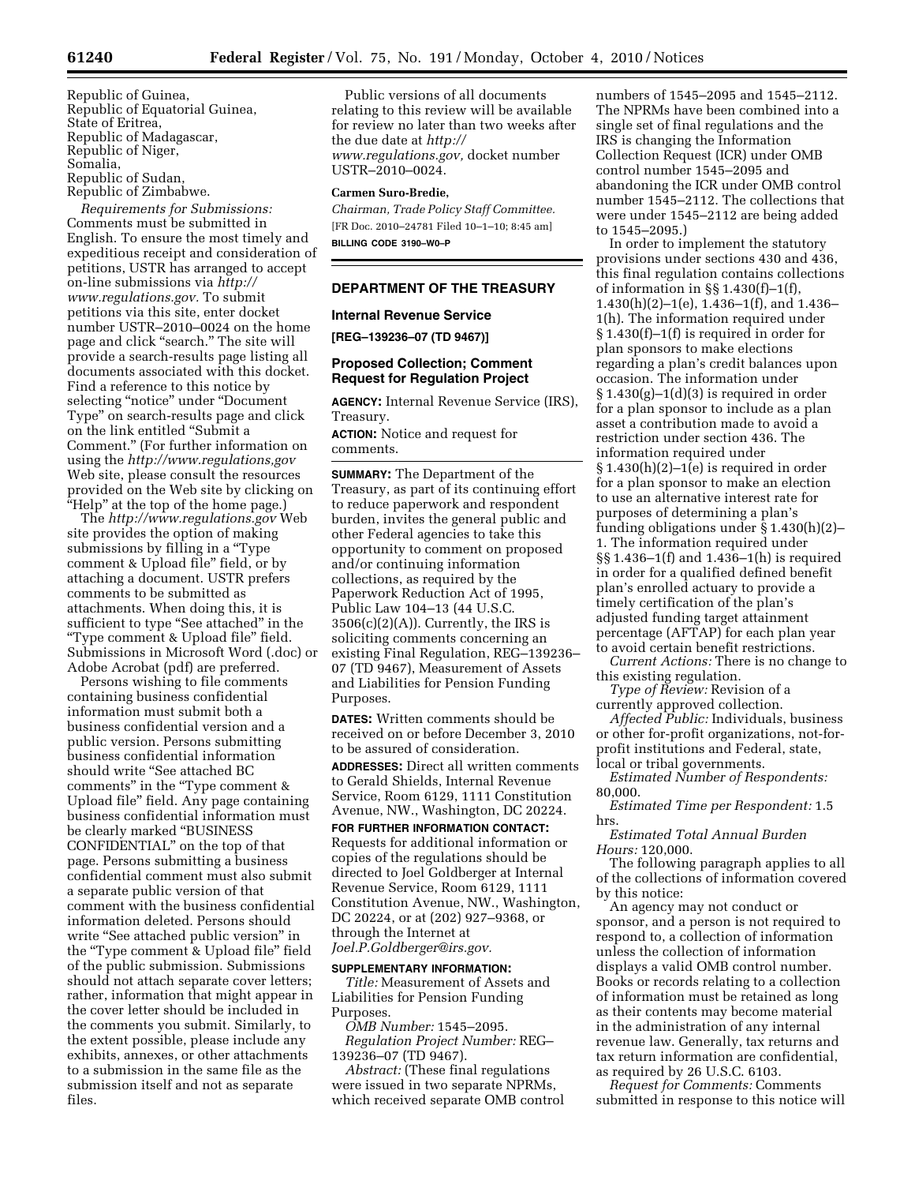Republic of Guinea,
Republic of Equatorial Guinea,
State of Eritrea,
Republic of Madagascar,
Republic of Niger,
Somalia,
Republic of Sudan,
Republic of Zimbabwe.

*Requirements for Submissions:* Comments must be submitted in English. To ensure the most timely and expeditious receipt and consideration of petitions, USTR has arranged to accept on-line submissions via *http://www.regulations.gov.* To submit petitions via this site, enter docket number USTR–2010–0024 on the home page and click "search." The site will provide a search-results page listing all documents associated with this docket. Find a reference to this notice by selecting "notice" under "Document Type" on search-results page and click on the link entitled "Submit a Comment." (For further information on using the *http://www.regulations,gov* Web site, please consult the resources provided on the Web site by clicking on "Help" at the top of the home page.)

The *http://www.regulations.gov* Web site provides the option of making submissions by filling in a "Type comment & Upload file" field, or by attaching a document. USTR prefers comments to be submitted as attachments. When doing this, it is sufficient to type "See attached" in the "Type comment & Upload file" field. Submissions in Microsoft Word (.doc) or Adobe Acrobat (pdf) are preferred.

Persons wishing to file comments containing business confidential information must submit both a business confidential version and a public version. Persons submitting business confidential information should write "See attached BC comments" in the "Type comment & Upload file" field. Any page containing business confidential information must be clearly marked "BUSINESS CONFIDENTIAL" on the top of that page. Persons submitting a business confidential comment must also submit a separate public version of that comment with the business confidential information deleted. Persons should write "See attached public version" in the "Type comment & Upload file" field of the public submission. Submissions should not attach separate cover letters; rather, information that might appear in the cover letter should be included in the comments you submit. Similarly, to the extent possible, please include any exhibits, annexes, or other attachments to a submission in the same file as the submission itself and not as separate files.

Public versions of all documents relating to this review will be available for review no later than two weeks after the due date at *http://www.regulations.gov,* docket number USTR–2010–0024.

**Carmen Suro-Bredie,**

*Chairman, Trade Policy Staff Committee.*

[FR Doc. 2010–24781 Filed 10–1–10; 8:45 am]

**BILLING CODE 3190–W0–P**

## DEPARTMENT OF THE TREASURY

### Internal Revenue Service

**[REG–139236–07 (TD 9467)]**

### Proposed Collection; Comment Request for Regulation Project

**AGENCY:** Internal Revenue Service (IRS), Treasury.

**ACTION:** Notice and request for comments.

**SUMMARY:** The Department of the Treasury, as part of its continuing effort to reduce paperwork and respondent burden, invites the general public and other Federal agencies to take this opportunity to comment on proposed and/or continuing information collections, as required by the Paperwork Reduction Act of 1995, Public Law 104–13 (44 U.S.C. 3506(c)(2)(A)). Currently, the IRS is soliciting comments concerning an existing Final Regulation, REG–139236–07 (TD 9467), Measurement of Assets and Liabilities for Pension Funding Purposes.

**DATES:** Written comments should be received on or before December 3, 2010 to be assured of consideration.

**ADDRESSES:** Direct all written comments to Gerald Shields, Internal Revenue Service, Room 6129, 1111 Constitution Avenue, NW., Washington, DC 20224.

**FOR FURTHER INFORMATION CONTACT:** Requests for additional information or copies of the regulations should be directed to Joel Goldberger at Internal Revenue Service, Room 6129, 1111 Constitution Avenue, NW., Washington, DC 20224, or at (202) 927–9368, or through the Internet at *Joel.P.Goldberger@irs.gov.*

**SUPPLEMENTARY INFORMATION:**

*Title:* Measurement of Assets and Liabilities for Pension Funding Purposes.

*OMB Number:* 1545–2095.

*Regulation Project Number:* REG–139236–07 (TD 9467).

*Abstract:* (These final regulations were issued in two separate NPRMs, which received separate OMB control numbers of 1545–2095 and 1545–2112. The NPRMs have been combined into a single set of final regulations and the IRS is changing the Information Collection Request (ICR) under OMB control number 1545–2095 and abandoning the ICR under OMB control number 1545–2112. The collections that were under 1545–2112 are being added to 1545–2095.)

In order to implement the statutory provisions under sections 430 and 436, this final regulation contains collections of information in §§ 1.430(f)–1(f), 1.430(h)(2)–1(e), 1.436–1(f), and 1.436–1(h). The information required under § 1.430(f)–1(f) is required in order for plan sponsors to make elections regarding a plan's credit balances upon occasion. The information under § 1.430(g)–1(d)(3) is required in order for a plan sponsor to include as a plan asset a contribution made to avoid a restriction under section 436. The information required under § 1.430(h)(2)–1(e) is required in order for a plan sponsor to make an election to use an alternative interest rate for purposes of determining a plan's funding obligations under § 1.430(h)(2)–1. The information required under §§ 1.436–1(f) and 1.436–1(h) is required in order for a qualified defined benefit plan's enrolled actuary to provide a timely certification of the plan's adjusted funding target attainment percentage (AFTAP) for each plan year to avoid certain benefit restrictions.

*Current Actions:* There is no change to this existing regulation.

*Type of Review:* Revision of a currently approved collection.

*Affected Public:* Individuals, business or other for-profit organizations, not-for-profit institutions and Federal, state, local or tribal governments.

*Estimated Number of Respondents:* 80,000.

*Estimated Time per Respondent:* 1.5 hrs.

*Estimated Total Annual Burden Hours:* 120,000.

The following paragraph applies to all of the collections of information covered by this notice:

An agency may not conduct or sponsor, and a person is not required to respond to, a collection of information unless the collection of information displays a valid OMB control number. Books or records relating to a collection of information must be retained as long as their contents may become material in the administration of any internal revenue law. Generally, tax returns and tax return information are confidential, as required by 26 U.S.C. 6103.

*Request for Comments:* Comments submitted in response to this notice will